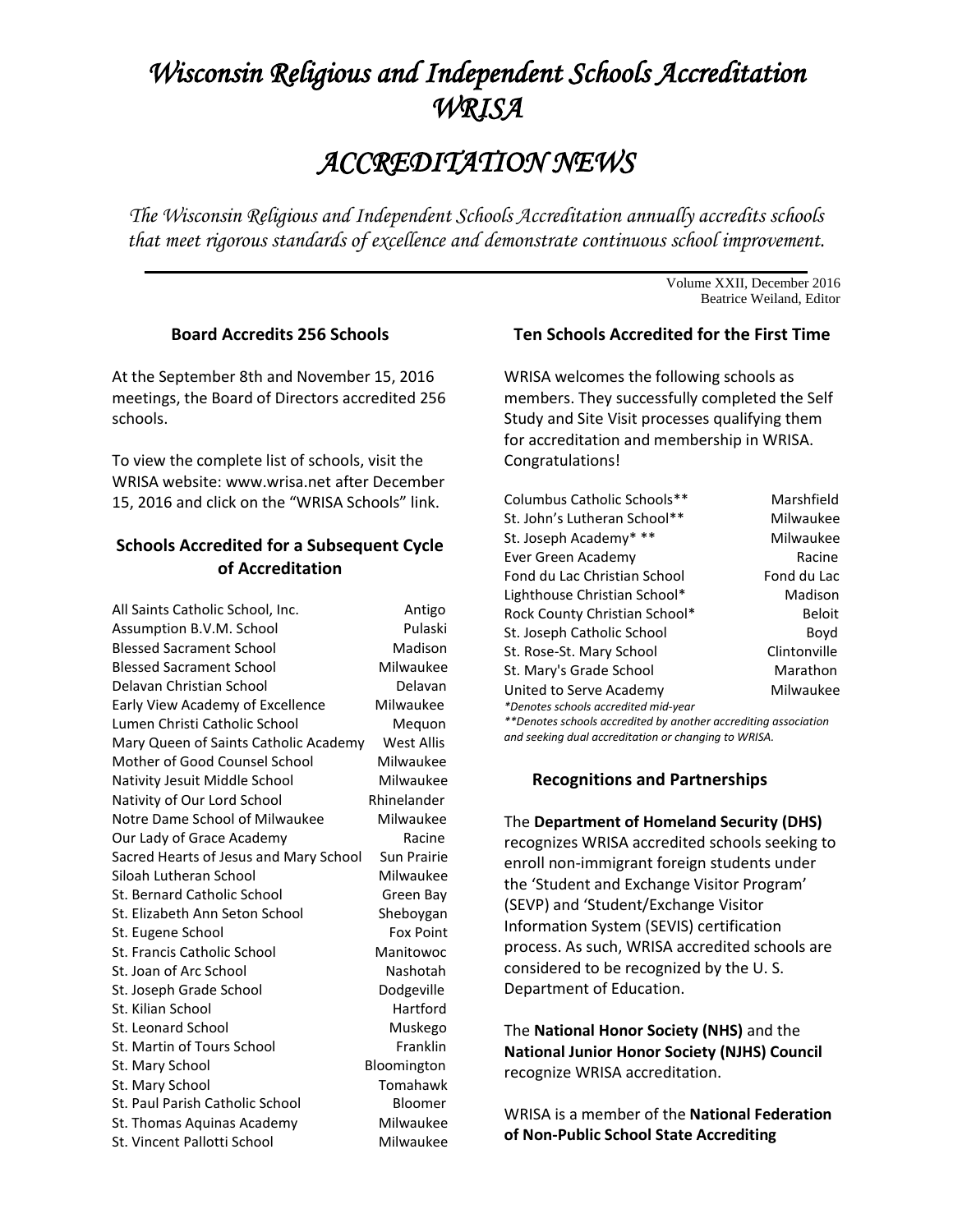# *Wisconsin Religious and Independent Schools Accreditation WRISA*

# *ACCREDITATION NEWS*

*The Wisconsin Religious and Independent Schools Accreditation annually accredits schools that meet rigorous standards of excellence and demonstrate continuous school improvement.*

---

Volume XXII, December 2016
Beatrice Weiland, Editor

### Board Accredits 256 Schools

At the September 8th and November 15, 2016 meetings, the Board of Directors accredited 256 schools.

To view the complete list of schools, visit the WRISA website: www.wrisa.net after December 15, 2016 and click on the "WRISA Schools" link.

### Schools Accredited for a Subsequent Cycle of Accreditation

| School | City |
|---|---|
| All Saints Catholic School, Inc. | Antigo |
| Assumption B.V.M. School | Pulaski |
| Blessed Sacrament School | Madison |
| Blessed Sacrament School | Milwaukee |
| Delavan Christian School | Delavan |
| Early View Academy of Excellence | Milwaukee |
| Lumen Christi Catholic School | Mequon |
| Mary Queen of Saints Catholic Academy | West Allis |
| Mother of Good Counsel School | Milwaukee |
| Nativity Jesuit Middle School | Milwaukee |
| Nativity of Our Lord School | Rhinelander |
| Notre Dame School of Milwaukee | Milwaukee |
| Our Lady of Grace Academy | Racine |
| Sacred Hearts of Jesus and Mary School | Sun Prairie |
| Siloah Lutheran School | Milwaukee |
| St. Bernard Catholic School | Green Bay |
| St. Elizabeth Ann Seton School | Sheboygan |
| St. Eugene School | Fox Point |
| St. Francis Catholic School | Manitowoc |
| St. Joan of Arc School | Nashotah |
| St. Joseph Grade School | Dodgeville |
| St. Kilian School | Hartford |
| St. Leonard School | Muskego |
| St. Martin of Tours School | Franklin |
| St. Mary School | Bloomington |
| St. Mary School | Tomahawk |
| St. Paul Parish Catholic School | Bloomer |
| St. Thomas Aquinas Academy | Milwaukee |
| St. Vincent Pallotti School | Milwaukee |

### Ten Schools Accredited for the First Time

WRISA welcomes the following schools as members. They successfully completed the Self Study and Site Visit processes qualifying them for accreditation and membership in WRISA. Congratulations!

| School | City |
|---|---|
| Columbus Catholic Schools** | Marshfield |
| St. John's Lutheran School** | Milwaukee |
| St. Joseph Academy* ** | Milwaukee |
| Ever Green Academy | Racine |
| Fond du Lac Christian School | Fond du Lac |
| Lighthouse Christian School* | Madison |
| Rock County Christian School* | Beloit |
| St. Joseph Catholic School | Boyd |
| St. Rose-St. Mary School | Clintonville |
| St. Mary's Grade School | Marathon |
| United to Serve Academy | Milwaukee |

*\*Denotes schools accredited mid-year*
*\*\*Denotes schools accredited by another accrediting association and seeking dual accreditation or changing to WRISA.*

### Recognitions and Partnerships

The **Department of Homeland Security (DHS)** recognizes WRISA accredited schools seeking to enroll non-immigrant foreign students under the 'Student and Exchange Visitor Program' (SEVP) and 'Student/Exchange Visitor Information System (SEVIS) certification process. As such, WRISA accredited schools are considered to be recognized by the U. S. Department of Education.

The **National Honor Society (NHS)** and the **National Junior Honor Society (NJHS) Council** recognize WRISA accreditation.

WRISA is a member of the **National Federation of Non-Public School State Accrediting**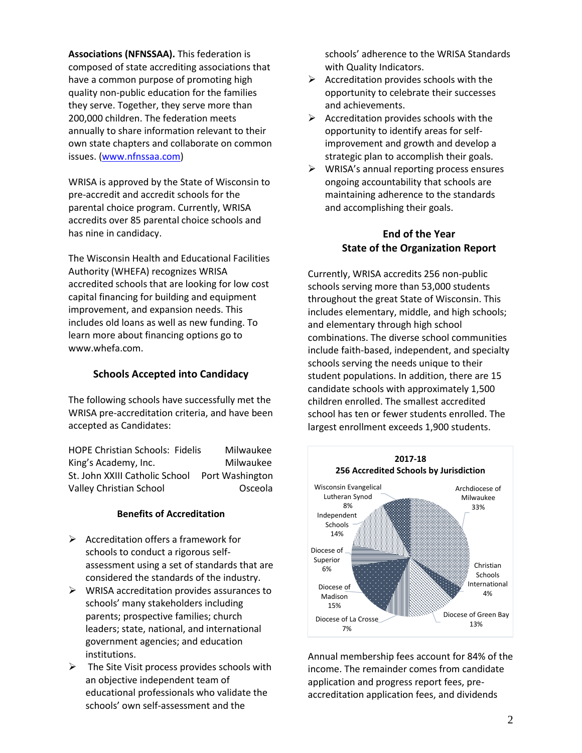**Associations (NFNSSAA).** This federation is composed of state accrediting associations that have a common purpose of promoting high quality non-public education for the families they serve. Together, they serve more than 200,000 children. The federation meets annually to share information relevant to their own state chapters and collaborate on common issues. ([www.nfnssaa.com](www.nfnssaa.com))

WRISA is approved by the State of Wisconsin to pre-accredit and accredit schools for the parental choice program. Currently, WRISA accredits over 85 parental choice schools and has nine in candidacy.

The Wisconsin Health and Educational Facilities Authority (WHEFA) recognizes WRISA accredited schools that are looking for low cost capital financing for building and equipment improvement, and expansion needs. This includes old loans as well as new funding. To learn more about financing options go to www.whefa.com.

## Schools Accepted into Candidacy

The following schools have successfully met the WRISA pre-accreditation criteria, and have been accepted as Candidates:

| | |
|---|---|
| HOPE Christian Schools: Fidelis | Milwaukee |
| King's Academy, Inc. | Milwaukee |
| St. John XXIII Catholic School | Port Washington |
| Valley Christian School | Osceola |

## Benefits of Accreditation

- Accreditation offers a framework for schools to conduct a rigorous self-assessment using a set of standards that are considered the standards of the industry.
- WRISA accreditation provides assurances to schools' many stakeholders including parents; prospective families; church leaders; state, national, and international government agencies; and education institutions.
- The Site Visit process provides schools with an objective independent team of educational professionals who validate the schools' own self-assessment and the schools' adherence to the WRISA Standards with Quality Indicators.
- Accreditation provides schools with the opportunity to celebrate their successes and achievements.
- Accreditation provides schools with the opportunity to identify areas for self-improvement and growth and develop a strategic plan to accomplish their goals.
- WRISA's annual reporting process ensures ongoing accountability that schools are maintaining adherence to the standards and accomplishing their goals.

## End of the Year State of the Organization Report

Currently, WRISA accredits 256 non-public schools serving more than 53,000 students throughout the great State of Wisconsin. This includes elementary, middle, and high schools; and elementary through high school combinations. The diverse school communities include faith-based, independent, and specialty schools serving the needs unique to their student populations. In addition, there are 15 candidate schools with approximately 1,500 children enrolled. The smallest accredited school has ten or fewer students enrolled. The largest enrollment exceeds 1,900 students.

**2017-18**
**256 Accredited Schools by Jurisdiction**

| Jurisdiction | Percent |
|---|---|
| Archdiocese of Milwaukee | 33% |
| Christian Schools International | 4% |
| Diocese of Green Bay | 13% |
| Diocese of La Crosse | 7% |
| Diocese of Madison | 15% |
| Diocese of Superior | 6% |
| Independent Schools | 14% |
| Wisconsin Evangelical Lutheran Synod | 8% |

Annual membership fees account for 84% of the income. The remainder comes from candidate application and progress report fees, pre-accreditation application fees, and dividends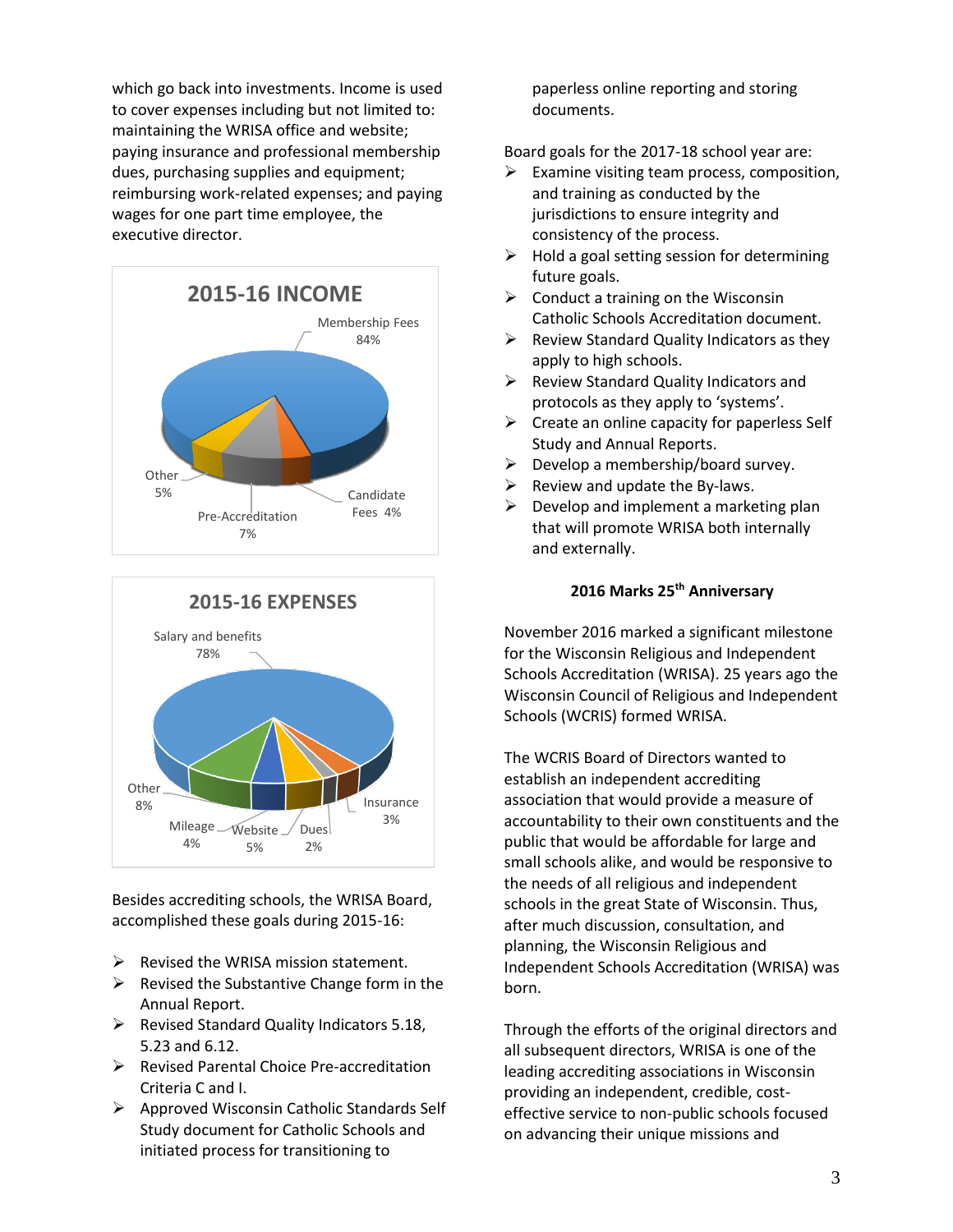which go back into investments. Income is used to cover expenses including but not limited to: maintaining the WRISA office and website; paying insurance and professional membership dues, purchasing supplies and equipment; reimbursing work-related expenses; and paying wages for one part time employee, the executive director.

**2015-16 INCOME**

- Membership Fees 84%
- Pre-Accreditation 7%
- Other 5%
- Candidate Fees 4%

**2015-16 EXPENSES**

- Salary and benefits 78%
- Other 8%
- Website 5%
- Mileage 4%
- Insurance 3%
- Dues 2%

Besides accrediting schools, the WRISA Board, accomplished these goals during 2015-16:

- Revised the WRISA mission statement.
- Revised the Substantive Change form in the Annual Report.
- Revised Standard Quality Indicators 5.18, 5.23 and 6.12.
- Revised Parental Choice Pre-accreditation Criteria C and I.
- Approved Wisconsin Catholic Standards Self Study document for Catholic Schools and initiated process for transitioning to paperless online reporting and storing documents.

Board goals for the 2017-18 school year are:

- Examine visiting team process, composition, and training as conducted by the jurisdictions to ensure integrity and consistency of the process.
- Hold a goal setting session for determining future goals.
- Conduct a training on the Wisconsin Catholic Schools Accreditation document.
- Review Standard Quality Indicators as they apply to high schools.
- Review Standard Quality Indicators and protocols as they apply to 'systems'.
- Create an online capacity for paperless Self Study and Annual Reports.
- Develop a membership/board survey.
- Review and update the By-laws.
- Develop and implement a marketing plan that will promote WRISA both internally and externally.

### 2016 Marks 25th Anniversary

November 2016 marked a significant milestone for the Wisconsin Religious and Independent Schools Accreditation (WRISA). 25 years ago the Wisconsin Council of Religious and Independent Schools (WCRIS) formed WRISA.

The WCRIS Board of Directors wanted to establish an independent accrediting association that would provide a measure of accountability to their own constituents and the public that would be affordable for large and small schools alike, and would be responsive to the needs of all religious and independent schools in the great State of Wisconsin. Thus, after much discussion, consultation, and planning, the Wisconsin Religious and Independent Schools Accreditation (WRISA) was born.

Through the efforts of the original directors and all subsequent directors, WRISA is one of the leading accrediting associations in Wisconsin providing an independent, credible, cost-effective service to non-public schools focused on advancing their unique missions and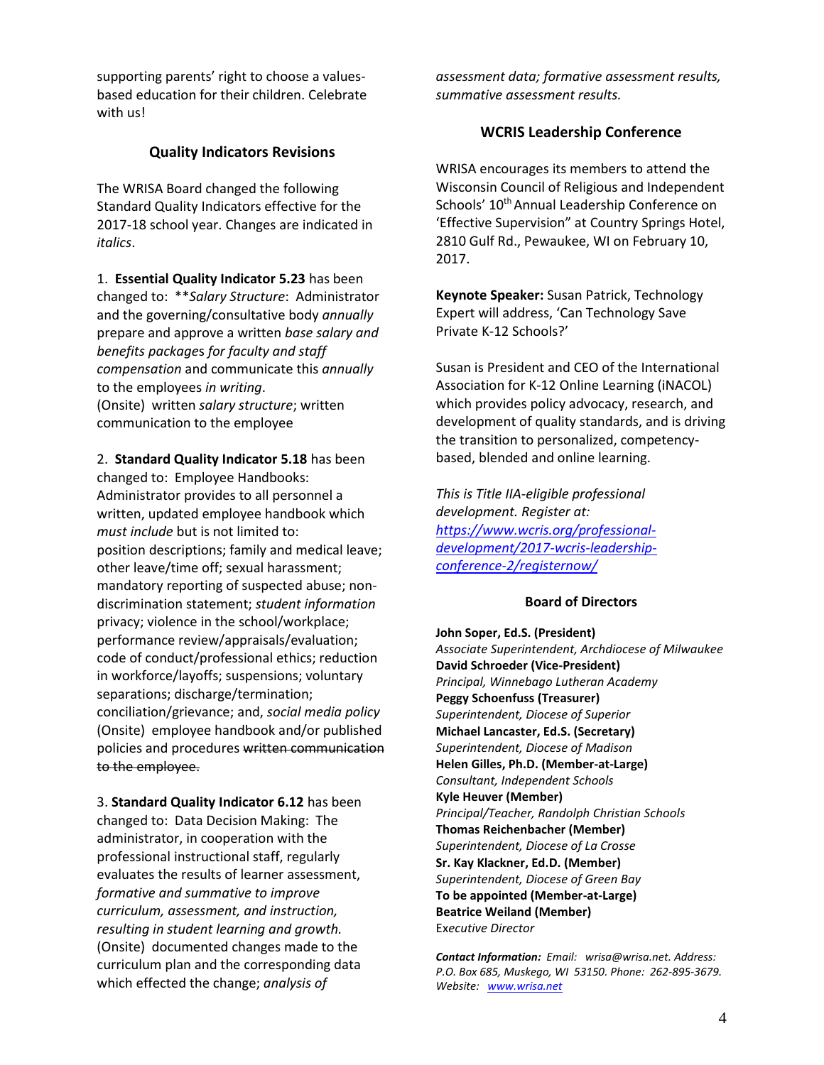supporting parents' right to choose a values-based education for their children. Celebrate with us!

### Quality Indicators Revisions

The WRISA Board changed the following Standard Quality Indicators effective for the 2017-18 school year. Changes are indicated in *italics*.

1. **Essential Quality Indicator 5.23** has been changed to: ***Salary Structure*: Administrator and the governing/consultative body *annually* prepare and approve a written *base salary and benefits packages for faculty and staff compensation* and communicate this *annually* to the employees *in writing*.
(Onsite) written *salary structure*; written communication to the employee

2. **Standard Quality Indicator 5.18** has been changed to: Employee Handbooks: Administrator provides to all personnel a written, updated employee handbook which *must include* but is not limited to: position descriptions; family and medical leave; other leave/time off; sexual harassment; mandatory reporting of suspected abuse; non-discrimination statement; *student information* privacy; violence in the school/workplace; performance review/appraisals/evaluation; code of conduct/professional ethics; reduction in workforce/layoffs; suspensions; voluntary separations; discharge/termination; conciliation/grievance; and, *social media policy*
(Onsite) employee handbook and/or published policies and procedures ~~written communication to the employee.~~

3. **Standard Quality Indicator 6.12** has been changed to: Data Decision Making: The administrator, in cooperation with the professional instructional staff, regularly evaluates the results of learner assessment, *formative and summative to improve curriculum, assessment, and instruction, resulting in student learning and growth.*
(Onsite) documented changes made to the curriculum plan and the corresponding data which effected the change; *analysis of assessment data; formative assessment results, summative assessment results.*

### WCRIS Leadership Conference

WRISA encourages its members to attend the Wisconsin Council of Religious and Independent Schools' 10th Annual Leadership Conference on 'Effective Supervision" at Country Springs Hotel, 2810 Gulf Rd., Pewaukee, WI on February 10, 2017.

**Keynote Speaker:** Susan Patrick, Technology Expert will address, 'Can Technology Save Private K-12 Schools?'

Susan is President and CEO of the International Association for K-12 Online Learning (iNACOL) which provides policy advocacy, research, and development of quality standards, and is driving the transition to personalized, competency-based, blended and online learning.

*This is Title IIA-eligible professional development. Register at:* *https://www.wcris.org/professional-development/2017-wcris-leadership-conference-2/registernow/*

### Board of Directors

**John Soper, Ed.S. (President)**
*Associate Superintendent, Archdiocese of Milwaukee*
**David Schroeder (Vice-President)**
*Principal, Winnebago Lutheran Academy*
**Peggy Schoenfuss (Treasurer)**
*Superintendent, Diocese of Superior*
**Michael Lancaster, Ed.S. (Secretary)**
*Superintendent, Diocese of Madison*
**Helen Gilles, Ph.D. (Member-at-Large)**
*Consultant, Independent Schools*
**Kyle Heuver (Member)**
*Principal/Teacher, Randolph Christian Schools*
**Thomas Reichenbacher (Member)**
*Superintendent, Diocese of La Crosse*
**Sr. Kay Klackner, Ed.D. (Member)**
*Superintendent, Diocese of Green Bay*
**To be appointed (Member-at-Large)**
**Beatrice Weiland (Member)**
Executive Director

***Contact Information:*** *Email: wrisa@wrisa.net. Address: P.O. Box 685, Muskego, WI 53150. Phone: 262-895-3679. Website: www.wrisa.net*